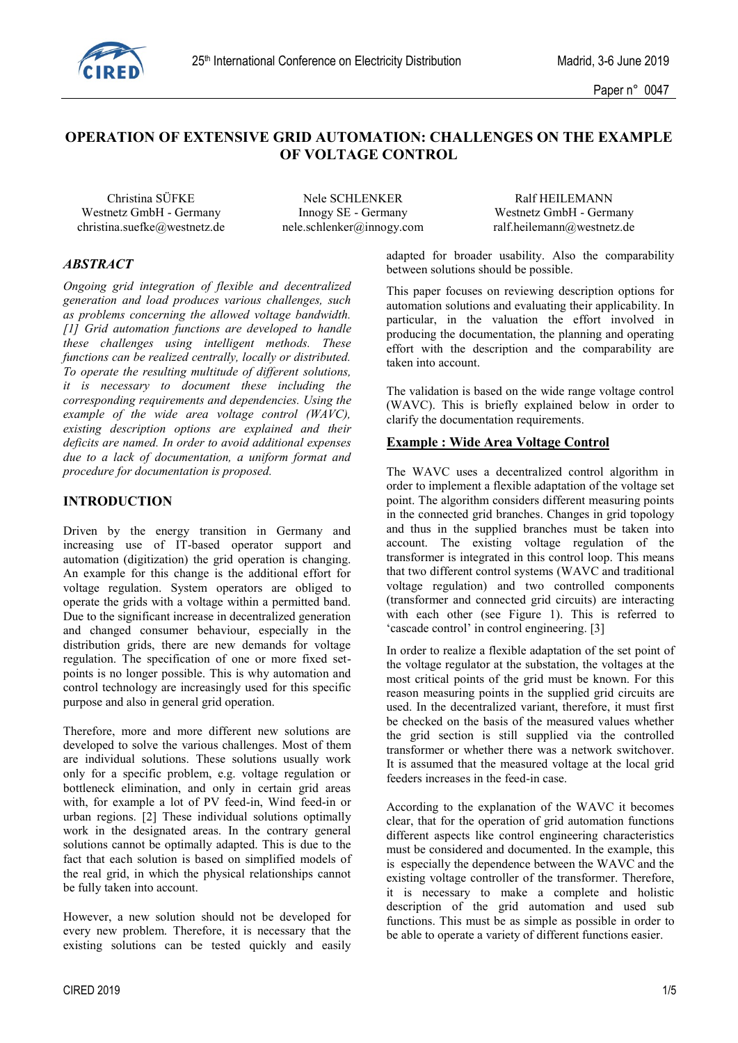# OPERATION OF EXTENSIVE GRID AUTOMATION: CHALLENGES ON THE EXAMPLE OF VOLTAGE CONTROL

Christina SÜFKE
Westnetz GmbH - Germany
christina.suefke@westnetz.de

Nele SCHLENKER
Innogy SE - Germany
nele.schlenker@innogy.com

Ralf HEILEMANN
Westnetz GmbH - Germany
ralf.heilemann@westnetz.de

## ABSTRACT

*Ongoing grid integration of flexible and decentralized generation and load produces various challenges, such as problems concerning the allowed voltage bandwidth. [1] Grid automation functions are developed to handle these challenges using intelligent methods. These functions can be realized centrally, locally or distributed. To operate the resulting multitude of different solutions, it is necessary to document these including the corresponding requirements and dependencies. Using the example of the wide area voltage control (WAVC), existing description options are explained and their deficits are named. In order to avoid additional expenses due to a lack of documentation, a uniform format and procedure for documentation is proposed.*

## INTRODUCTION

Driven by the energy transition in Germany and increasing use of IT-based operator support and automation (digitization) the grid operation is changing. An example for this change is the additional effort for voltage regulation. System operators are obliged to operate the grids with a voltage within a permitted band. Due to the significant increase in decentralized generation and changed consumer behaviour, especially in the distribution grids, there are new demands for voltage regulation. The specification of one or more fixed set-points is no longer possible. This is why automation and control technology are increasingly used for this specific purpose and also in general grid operation.

Therefore, more and more different new solutions are developed to solve the various challenges. Most of them are individual solutions. These solutions usually work only for a specific problem, e.g. voltage regulation or bottleneck elimination, and only in certain grid areas with, for example a lot of PV feed-in, Wind feed-in or urban regions. [2] These individual solutions optimally work in the designated areas. In the contrary general solutions cannot be optimally adapted. This is due to the fact that each solution is based on simplified models of the real grid, in which the physical relationships cannot be fully taken into account.

However, a new solution should not be developed for every new problem. Therefore, it is necessary that the existing solutions can be tested quickly and easily adapted for broader usability. Also the comparability between solutions should be possible.

This paper focuses on reviewing description options for automation solutions and evaluating their applicability. In particular, in the valuation the effort involved in producing the documentation, the planning and operating effort with the description and the comparability are taken into account.

The validation is based on the wide range voltage control (WAVC). This is briefly explained below in order to clarify the documentation requirements.

## Example : Wide Area Voltage Control

The WAVC uses a decentralized control algorithm in order to implement a flexible adaptation of the voltage set point. The algorithm considers different measuring points in the connected grid branches. Changes in grid topology and thus in the supplied branches must be taken into account. The existing voltage regulation of the transformer is integrated in this control loop. This means that two different control systems (WAVC and traditional voltage regulation) and two controlled components (transformer and connected grid circuits) are interacting with each other (see Figure 1). This is referred to 'cascade control' in control engineering. [3]

In order to realize a flexible adaptation of the set point of the voltage regulator at the substation, the voltages at the most critical points of the grid must be known. For this reason measuring points in the supplied grid circuits are used. In the decentralized variant, therefore, it must first be checked on the basis of the measured values whether the grid section is still supplied via the controlled transformer or whether there was a network switchover. It is assumed that the measured voltage at the local grid feeders increases in the feed-in case.

According to the explanation of the WAVC it becomes clear, that for the operation of grid automation functions different aspects like control engineering characteristics must be considered and documented. In the example, this is especially the dependence between the WAVC and the existing voltage controller of the transformer. Therefore, it is necessary to make a complete and holistic description of the grid automation and used sub functions. This must be as simple as possible in order to be able to operate a variety of different functions easier.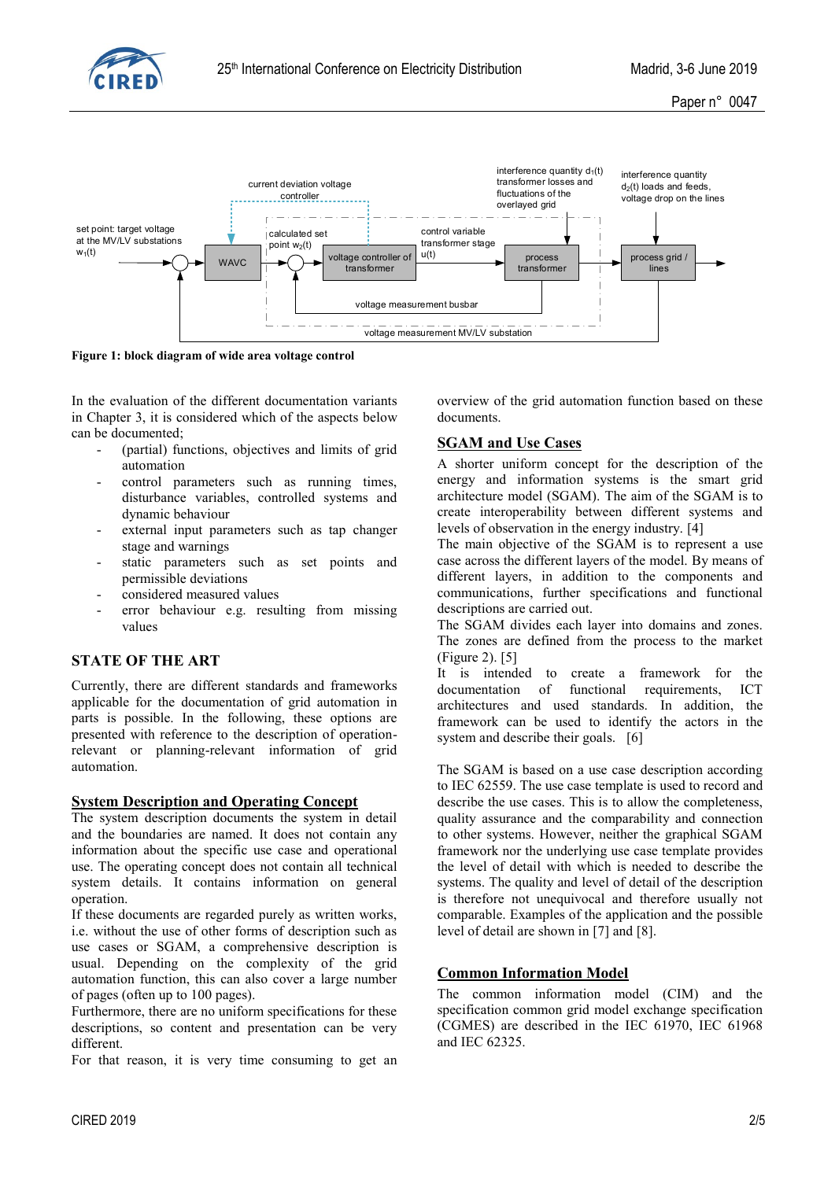Figure 1: block diagram of wide area voltage control

In the evaluation of the different documentation variants in Chapter 3, it is considered which of the aspects below can be documented;

- (partial) functions, objectives and limits of grid automation
- control parameters such as running times, disturbance variables, controlled systems and dynamic behaviour
- external input parameters such as tap changer stage and warnings
- static parameters such as set points and permissible deviations
- considered measured values
- error behaviour e.g. resulting from missing values

## STATE OF THE ART

Currently, there are different standards and frameworks applicable for the documentation of grid automation in parts is possible. In the following, these options are presented with reference to the description of operation-relevant or planning-relevant information of grid automation.

### System Description and Operating Concept

The system description documents the system in detail and the boundaries are named. It does not contain any information about the specific use case and operational use. The operating concept does not contain all technical system details. It contains information on general operation.

If these documents are regarded purely as written works, i.e. without the use of other forms of description such as use cases or SGAM, a comprehensive description is usual. Depending on the complexity of the grid automation function, this can also cover a large number of pages (often up to 100 pages).

Furthermore, there are no uniform specifications for these descriptions, so content and presentation can be very different.

For that reason, it is very time consuming to get an overview of the grid automation function based on these documents.

### SGAM and Use Cases

A shorter uniform concept for the description of the energy and information systems is the smart grid architecture model (SGAM). The aim of the SGAM is to create interoperability between different systems and levels of observation in the energy industry. [4]

The main objective of the SGAM is to represent a use case across the different layers of the model. By means of different layers, in addition to the components and communications, further specifications and functional descriptions are carried out.

The SGAM divides each layer into domains and zones. The zones are defined from the process to the market (Figure 2). [5]

It is intended to create a framework for the documentation of functional requirements, ICT architectures and used standards. In addition, the framework can be used to identify the actors in the system and describe their goals. [6]

The SGAM is based on a use case description according to IEC 62559. The use case template is used to record and describe the use cases. This is to allow the completeness, quality assurance and the comparability and connection to other systems. However, neither the graphical SGAM framework nor the underlying use case template provides the level of detail with which is needed to describe the systems. The quality and level of detail of the description is therefore not unequivocal and therefore usually not comparable. Examples of the application and the possible level of detail are shown in [7] and [8].

### Common Information Model

The common information model (CIM) and the specification common grid model exchange specification (CGMES) are described in the IEC 61970, IEC 61968 and IEC 62325.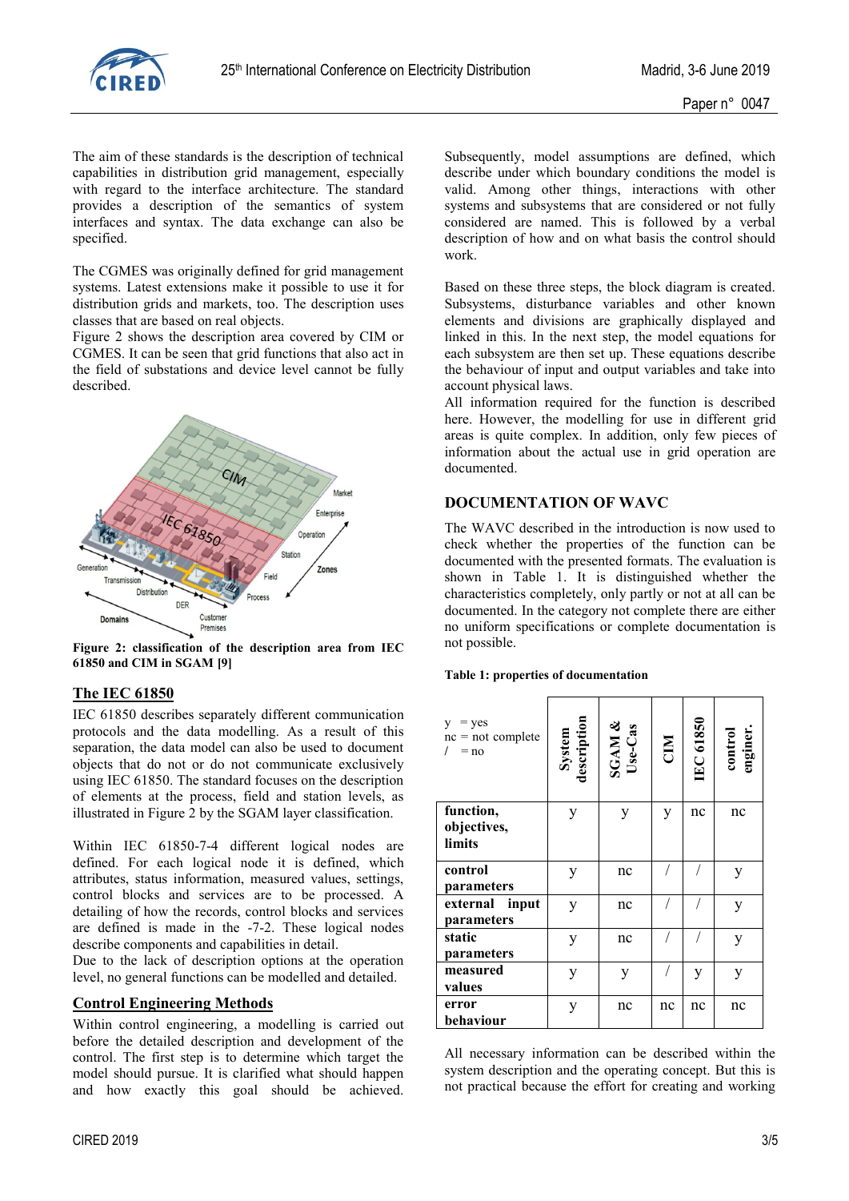The aim of these standards is the description of technical capabilities in distribution grid management, especially with regard to the interface architecture. The standard provides a description of the semantics of system interfaces and syntax. The data exchange can also be specified.

The CGMES was originally defined for grid management systems. Latest extensions make it possible to use it for distribution grids and markets, too. The description uses classes that are based on real objects.
Figure 2 shows the description area covered by CIM or CGMES. It can be seen that grid functions that also act in the field of substations and device level cannot be fully described.

**Figure 2: classification of the description area from IEC 61850 and CIM in SGAM [9]**

## The IEC 61850

IEC 61850 describes separately different communication protocols and the data modelling. As a result of this separation, the data model can also be used to document objects that do not or do not communicate exclusively using IEC 61850. The standard focuses on the description of elements at the process, field and station levels, as illustrated in Figure 2 by the SGAM layer classification.

Within IEC 61850-7-4 different logical nodes are defined. For each logical node it is defined, which attributes, status information, measured values, settings, control blocks and services are to be processed. A detailing of how the records, control blocks and services are defined is made in the -7-2. These logical nodes describe components and capabilities in detail.
Due to the lack of description options at the operation level, no general functions can be modelled and detailed.

## Control Engineering Methods

Within control engineering, a modelling is carried out before the detailed description and development of the control. The first step is to determine which target the model should pursue. It is clarified what should happen and how exactly this goal should be achieved. Subsequently, model assumptions are defined, which describe under which boundary conditions the model is valid. Among other things, interactions with other systems and subsystems that are considered or not fully considered are named. This is followed by a verbal description of how and on what basis the control should work.

Based on these three steps, the block diagram is created. Subsystems, disturbance variables and other known elements and divisions are graphically displayed and linked in this. In the next step, the model equations for each subsystem are then set up. These equations describe the behaviour of input and output variables and take into account physical laws.
All information required for the function is described here. However, the modelling for use in different grid areas is quite complex. In addition, only few pieces of information about the actual use in grid operation are documented.

## DOCUMENTATION OF WAVC

The WAVC described in the introduction is now used to check whether the properties of the function can be documented with the presented formats. The evaluation is shown in Table 1. It is distinguished whether the characteristics completely, only partly or not at all can be documented. In the category not complete there are either no uniform specifications or complete documentation is not possible.

**Table 1: properties of documentation**

| y = yes<br>nc = not complete<br>/ = no | System description | SGAM & Use-Cas | CIM | IEC 61850 | control enginer. |
|---|---|---|---|---|---|
| **function, objectives, limits** | y | y | y | nc | nc |
| **control parameters** | y | nc | / | / | y |
| **external input parameters** | y | nc | / | / | y |
| **static parameters** | y | nc | / | / | y |
| **measured values** | y | y | / | y | y |
| **error behaviour** | y | nc | nc | nc | nc |

All necessary information can be described within the system description and the operating concept. But this is not practical because the effort for creating and working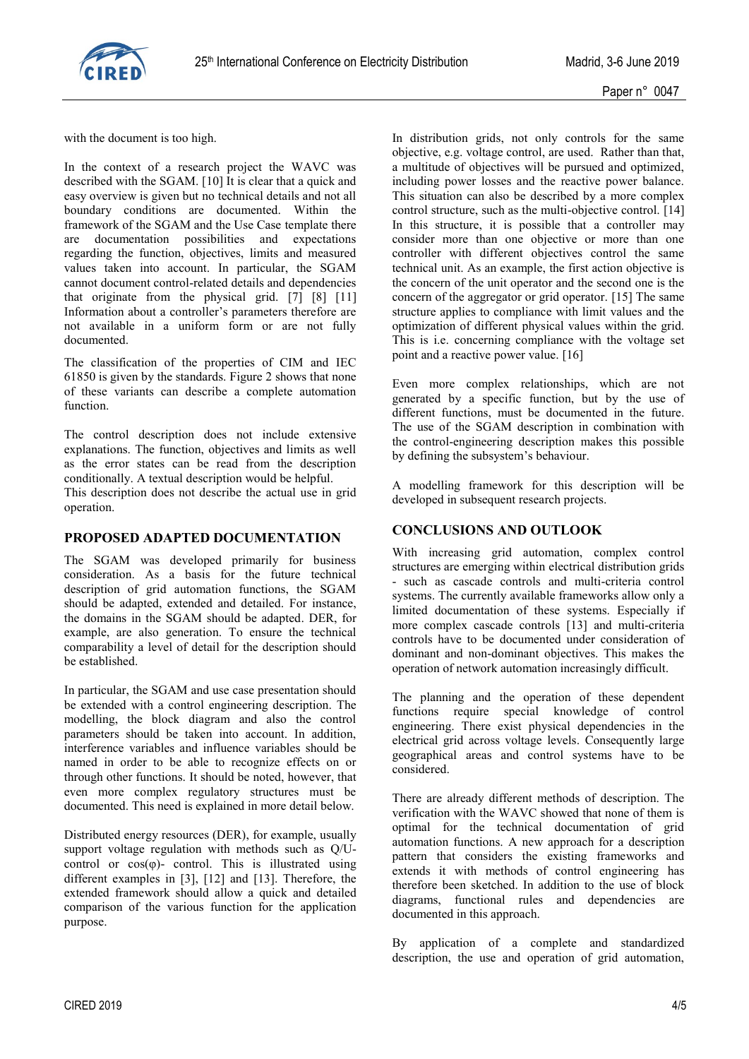with the document is too high.

In the context of a research project the WAVC was described with the SGAM. [10] It is clear that a quick and easy overview is given but no technical details and not all boundary conditions are documented. Within the framework of the SGAM and the Use Case template there are documentation possibilities and expectations regarding the function, objectives, limits and measured values taken into account. In particular, the SGAM cannot document control-related details and dependencies that originate from the physical grid. [7] [8] [11] Information about a controller's parameters therefore are not available in a uniform form or are not fully documented.

The classification of the properties of CIM and IEC 61850 is given by the standards. Figure 2 shows that none of these variants can describe a complete automation function.

The control description does not include extensive explanations. The function, objectives and limits as well as the error states can be read from the description conditionally. A textual description would be helpful.
This description does not describe the actual use in grid operation.

## PROPOSED ADAPTED DOCUMENTATION

The SGAM was developed primarily for business consideration. As a basis for the future technical description of grid automation functions, the SGAM should be adapted, extended and detailed. For instance, the domains in the SGAM should be adapted. DER, for example, are also generation. To ensure the technical comparability a level of detail for the description should be established.

In particular, the SGAM and use case presentation should be extended with a control engineering description. The modelling, the block diagram and also the control parameters should be taken into account. In addition, interference variables and influence variables should be named in order to be able to recognize effects on or through other functions. It should be noted, however, that even more complex regulatory structures must be documented. This need is explained in more detail below.

Distributed energy resources (DER), for example, usually support voltage regulation with methods such as Q/U-control or cos(φ)- control. This is illustrated using different examples in [3], [12] and [13]. Therefore, the extended framework should allow a quick and detailed comparison of the various function for the application purpose.

In distribution grids, not only controls for the same objective, e.g. voltage control, are used. Rather than that, a multitude of objectives will be pursued and optimized, including power losses and the reactive power balance. This situation can also be described by a more complex control structure, such as the multi-objective control. [14] In this structure, it is possible that a controller may consider more than one objective or more than one controller with different objectives control the same technical unit. As an example, the first action objective is the concern of the unit operator and the second one is the concern of the aggregator or grid operator. [15] The same structure applies to compliance with limit values and the optimization of different physical values within the grid. This is i.e. concerning compliance with the voltage set point and a reactive power value. [16]

Even more complex relationships, which are not generated by a specific function, but by the use of different functions, must be documented in the future. The use of the SGAM description in combination with the control-engineering description makes this possible by defining the subsystem's behaviour.

A modelling framework for this description will be developed in subsequent research projects.

## CONCLUSIONS AND OUTLOOK

With increasing grid automation, complex control structures are emerging within electrical distribution grids - such as cascade controls and multi-criteria control systems. The currently available frameworks allow only a limited documentation of these systems. Especially if more complex cascade controls [13] and multi-criteria controls have to be documented under consideration of dominant and non-dominant objectives. This makes the operation of network automation increasingly difficult.

The planning and the operation of these dependent functions require special knowledge of control engineering. There exist physical dependencies in the electrical grid across voltage levels. Consequently large geographical areas and control systems have to be considered.

There are already different methods of description. The verification with the WAVC showed that none of them is optimal for the technical documentation of grid automation functions. A new approach for a description pattern that considers the existing frameworks and extends it with methods of control engineering has therefore been sketched. In addition to the use of block diagrams, functional rules and dependencies are documented in this approach.

By application of a complete and standardized description, the use and operation of grid automation,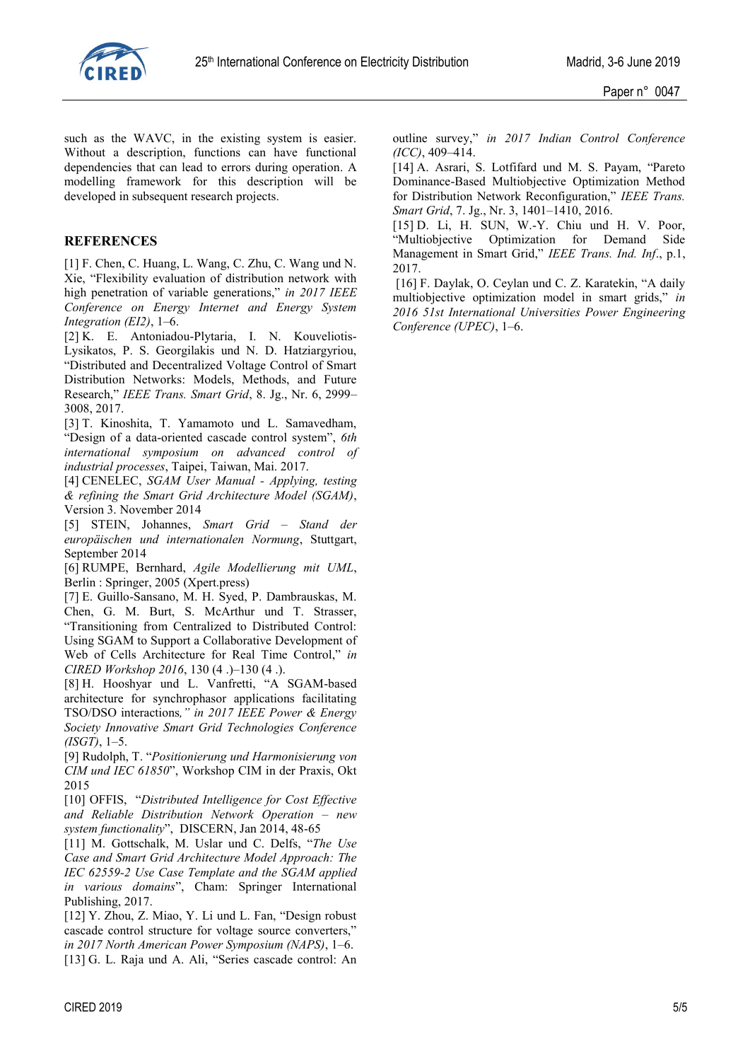such as the WAVC, in the existing system is easier. Without a description, functions can have functional dependencies that can lead to errors during operation. A modelling framework for this description will be developed in subsequent research projects.

## REFERENCES

[1] F. Chen, C. Huang, L. Wang, C. Zhu, C. Wang und N. Xie, "Flexibility evaluation of distribution network with high penetration of variable generations," *in 2017 IEEE Conference on Energy Internet and Energy System Integration (EI2)*, 1–6.

[2] K. E. Antoniadou-Plytaria, I. N. Kouveliotis-Lysikatos, P. S. Georgilakis und N. D. Hatziargyriou, "Distributed and Decentralized Voltage Control of Smart Distribution Networks: Models, Methods, and Future Research," *IEEE Trans. Smart Grid*, 8. Jg., Nr. 6, 2999–3008, 2017.

[3] T. Kinoshita, T. Yamamoto und L. Samavedham, "Design of a data-oriented cascade control system", *6th international symposium on advanced control of industrial processes*, Taipei, Taiwan, Mai. 2017.

[4] CENELEC, *SGAM User Manual - Applying, testing & refining the Smart Grid Architecture Model (SGAM)*, Version 3. November 2014

[5] STEIN, Johannes, *Smart Grid – Stand der europäischen und internationalen Normung*, Stuttgart, September 2014

[6] RUMPE, Bernhard, *Agile Modellierung mit UML*, Berlin : Springer, 2005 (Xpert.press)

[7] E. Guillo-Sansano, M. H. Syed, P. Dambrauskas, M. Chen, G. M. Burt, S. McArthur und T. Strasser, "Transitioning from Centralized to Distributed Control: Using SGAM to Support a Collaborative Development of Web of Cells Architecture for Real Time Control," *in CIRED Workshop 2016*, 130 (4 .)–130 (4 .).

[8] H. Hooshyar und L. Vanfretti, "A SGAM-based architecture for synchrophasor applications facilitating TSO/DSO interactions," *in 2017 IEEE Power & Energy Society Innovative Smart Grid Technologies Conference (ISGT)*, 1–5.

[9] Rudolph, T. "*Positionierung und Harmonisierung von CIM und IEC 61850*", Workshop CIM in der Praxis, Okt 2015

[10] OFFIS, "*Distributed Intelligence for Cost Effective and Reliable Distribution Network Operation – new system functionality*", DISCERN, Jan 2014, 48-65

[11] M. Gottschalk, M. Uslar und C. Delfs, "*The Use Case and Smart Grid Architecture Model Approach: The IEC 62559-2 Use Case Template and the SGAM applied in various domains*", Cham: Springer International Publishing, 2017.

[12] Y. Zhou, Z. Miao, Y. Li und L. Fan, "Design robust cascade control structure for voltage source converters," *in 2017 North American Power Symposium (NAPS)*, 1–6.

[13] G. L. Raja und A. Ali, "Series cascade control: An outline survey," *in 2017 Indian Control Conference (ICC)*, 409–414.

[14] A. Asrari, S. Lotfifard und M. S. Payam, "Pareto Dominance-Based Multiobjective Optimization Method for Distribution Network Reconfiguration," *IEEE Trans. Smart Grid*, 7. Jg., Nr. 3, 1401–1410, 2016.

[15] D. Li, H. SUN, W.-Y. Chiu und H. V. Poor, "Multiobjective Optimization for Demand Side Management in Smart Grid," *IEEE Trans. Ind. Inf.*, p.1, 2017.

[16] F. Daylak, O. Ceylan und C. Z. Karatekin, "A daily multiobjective optimization model in smart grids," *in 2016 51st International Universities Power Engineering Conference (UPEC)*, 1–6.